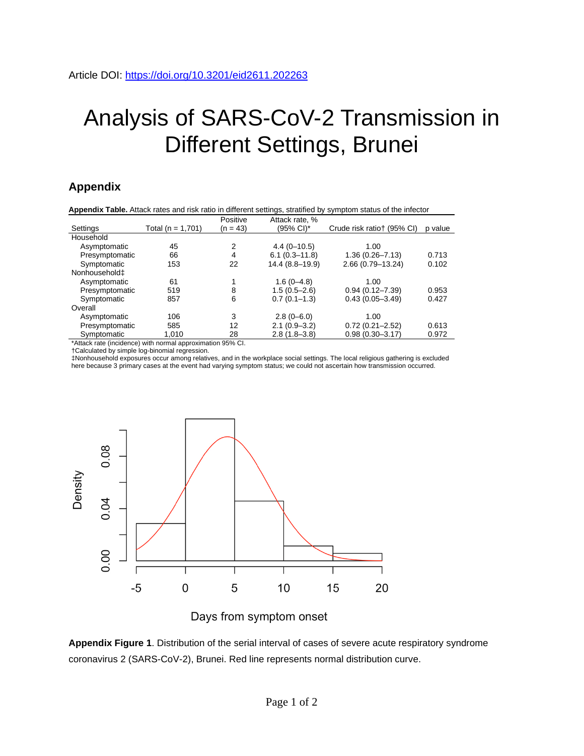Article DOI: https://doi.org/10.3201/eid2611.202263

# Analysis of SARS-CoV-2 Transmission in Different Settings, Brunei

## Appendix

**Appendix Table.** Attack rates and risk ratio in different settings, stratified by symptom status of the infector

| Settings | Total (n = 1,701) | Positive (n = 43) | Attack rate, % (95% CI)* | Crude risk ratio† (95% CI) | p value |
|---|---|---|---|---|---|
| Household | | | | | |
| Asymptomatic | 45 | 2 | 4.4 (0–10.5) | 1.00 | |
| Presymptomatic | 66 | 4 | 6.1 (0.3–11.8) | 1.36 (0.26–7.13) | 0.713 |
| Symptomatic | 153 | 22 | 14.4 (8.8–19.9) | 2.66 (0.79–13.24) | 0.102 |
| Nonhousehold‡ | | | | | |
| Asymptomatic | 61 | 1 | 1.6 (0–4.8) | 1.00 | |
| Presymptomatic | 519 | 8 | 1.5 (0.5–2.6) | 0.94 (0.12–7.39) | 0.953 |
| Symptomatic | 857 | 6 | 0.7 (0.1–1.3) | 0.43 (0.05–3.49) | 0.427 |
| Overall | | | | | |
| Asymptomatic | 106 | 3 | 2.8 (0–6.0) | 1.00 | |
| Presymptomatic | 585 | 12 | 2.1 (0.9–3.2) | 0.72 (0.21–2.52) | 0.613 |
| Symptomatic | 1,010 | 28 | 2.8 (1.8–3.8) | 0.98 (0.30–3.17) | 0.972 |

*Attack rate (incidence) with normal approximation 95% CI.
†Calculated by simple log-binomial regression.
‡Nonhousehold exposures occur among relatives, and in the workplace social settings. The local religious gathering is excluded here because 3 primary cases at the event had varying symptom status; we could not ascertain how transmission occurred.

**Appendix Figure 1**. Distribution of the serial interval of cases of severe acute respiratory syndrome coronavirus 2 (SARS-CoV-2), Brunei. Red line represents normal distribution curve.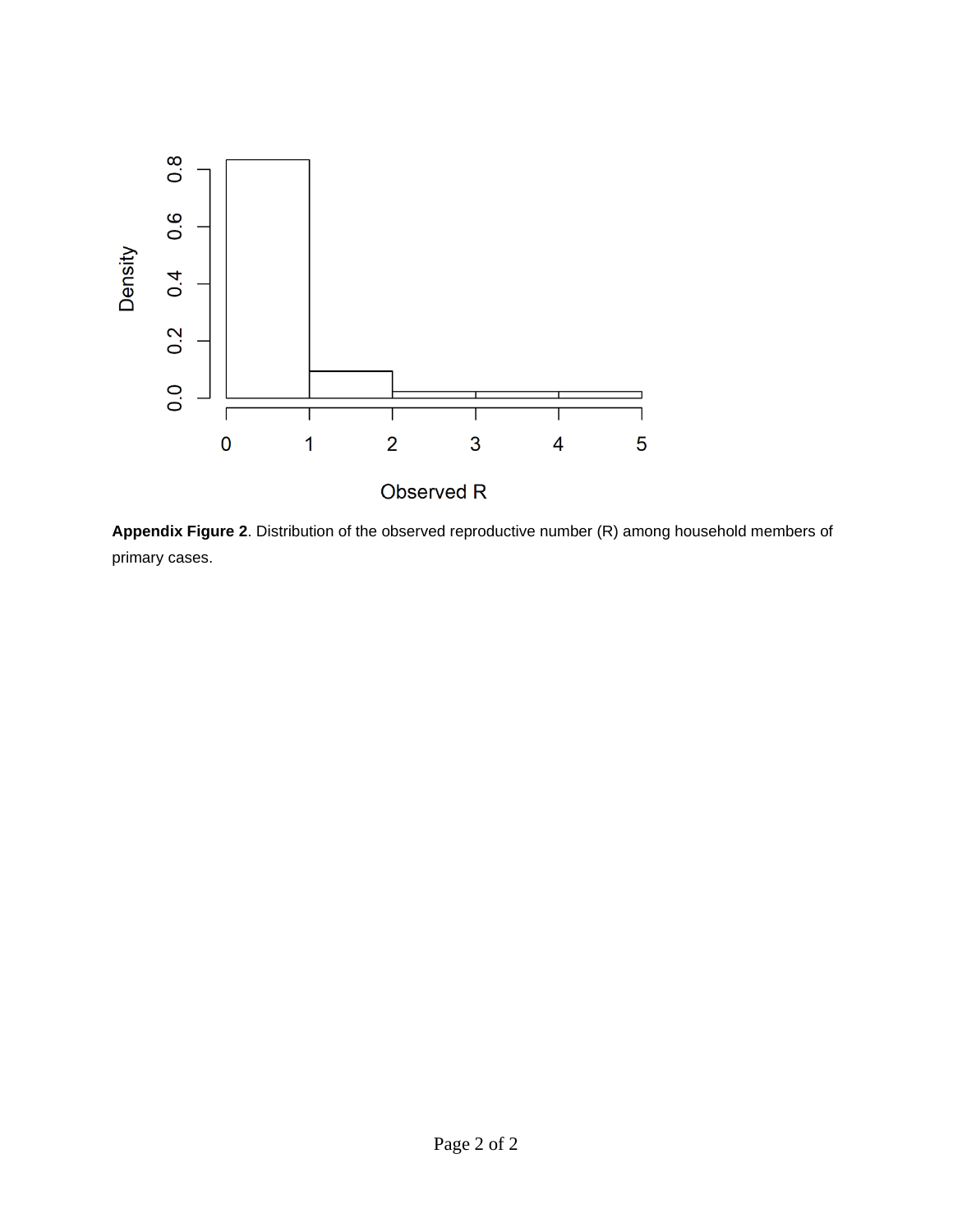Density

0.0

0.2

0.4

0.6

0.8

0

1

2

3

4

5

Observed R

**Appendix Figure 2**. Distribution of the observed reproductive number (R) among household members of primary cases.